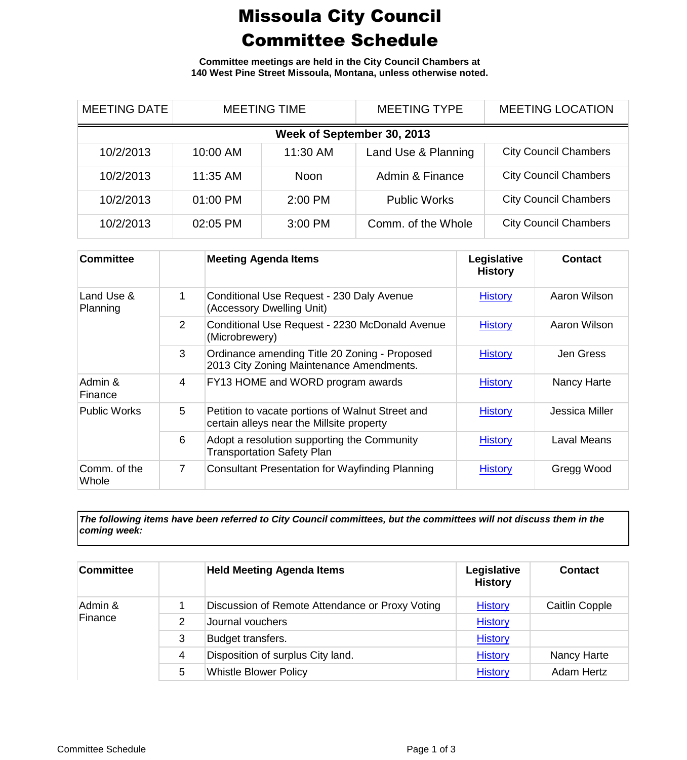# Missoula City Council Committee Schedule

**Committee meetings are held in the City Council Chambers at 140 West Pine Street Missoula, Montana, unless otherwise noted.**

| MEETING DATE | MEETING TIME | | MEETING TYPE | MEETING LOCATION |
|---|---|---|---|---|
| **Week of September 30, 2013** | | | | |
| 10/2/2013 | 10:00 AM | 11:30 AM | Land Use & Planning | City Council Chambers |
| 10/2/2013 | 11:35 AM | Noon | Admin & Finance | City Council Chambers |
| 10/2/2013 | 01:00 PM | 2:00 PM | Public Works | City Council Chambers |
| 10/2/2013 | 02:05 PM | 3:00 PM | Comm. of the Whole | City Council Chambers |

| Committee | | Meeting Agenda Items | Legislative History | Contact |
|---|---|---|---|---|
| Land Use & Planning | 1 | Conditional Use Request - 230 Daly Avenue (Accessory Dwelling Unit) | History | Aaron Wilson |
| | 2 | Conditional Use Request - 2230 McDonald Avenue (Microbrewery) | History | Aaron Wilson |
| | 3 | Ordinance amending Title 20 Zoning - Proposed 2013 City Zoning Maintenance Amendments. | History | Jen Gress |
| Admin & Finance | 4 | FY13 HOME and WORD program awards | History | Nancy Harte |
| Public Works | 5 | Petition to vacate portions of Walnut Street and certain alleys near the Millsite property | History | Jessica Miller |
| | 6 | Adopt a resolution supporting the Community Transportation Safety Plan | History | Laval Means |
| Comm. of the Whole | 7 | Consultant Presentation for Wayfinding Planning | History | Gregg Wood |

***The following items have been referred to City Council committees, but the committees will not discuss them in the coming week:***

| Committee | | Held Meeting Agenda Items | Legislative History | Contact |
|---|---|---|---|---|
| Admin & Finance | 1 | Discussion of Remote Attendance or Proxy Voting | History | Caitlin Copple |
| | 2 | Journal vouchers | History | |
| | 3 | Budget transfers. | History | |
| | 4 | Disposition of surplus City land. | History | Nancy Harte |
| | 5 | Whistle Blower Policy | History | Adam Hertz |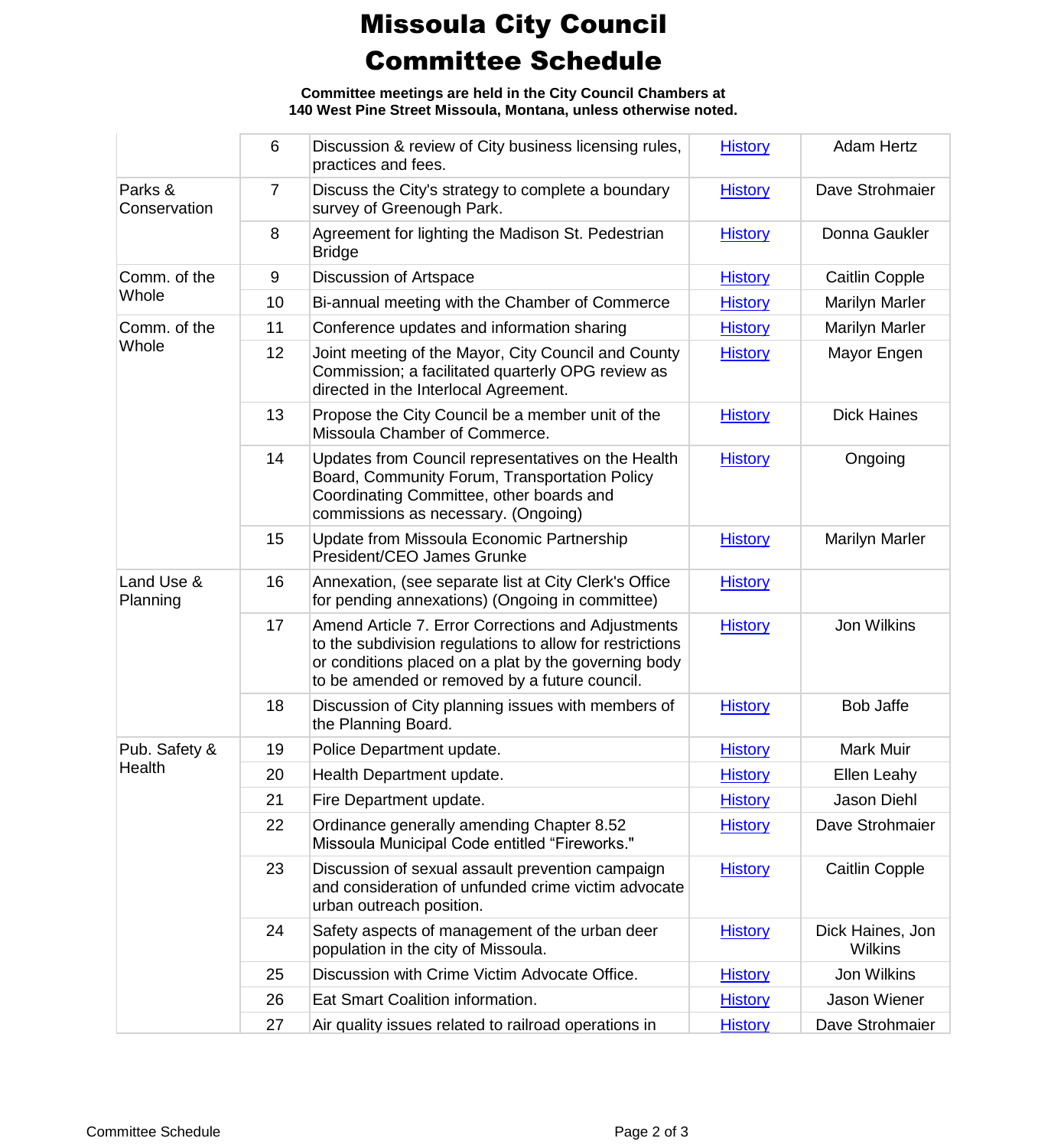# Missoula City Council
# Committee Schedule

**Committee meetings are held in the City Council Chambers at 140 West Pine Street Missoula, Montana, unless otherwise noted.**

| | | | | |
|---|---|---|---|---|
| | 6 | Discussion & review of City business licensing rules, practices and fees. | History | Adam Hertz |
| Parks & Conservation | 7 | Discuss the City's strategy to complete a boundary survey of Greenough Park. | History | Dave Strohmaier |
| | 8 | Agreement for lighting the Madison St. Pedestrian Bridge | History | Donna Gaukler |
| Comm. of the Whole | 9 | Discussion of Artspace | History | Caitlin Copple |
| | 10 | Bi-annual meeting with the Chamber of Commerce | History | Marilyn Marler |
| Comm. of the Whole | 11 | Conference updates and information sharing | History | Marilyn Marler |
| | 12 | Joint meeting of the Mayor, City Council and County Commission; a facilitated quarterly OPG review as directed in the Interlocal Agreement. | History | Mayor Engen |
| | 13 | Propose the City Council be a member unit of the Missoula Chamber of Commerce. | History | Dick Haines |
| | 14 | Updates from Council representatives on the Health Board, Community Forum, Transportation Policy Coordinating Committee, other boards and commissions as necessary. (Ongoing) | History | Ongoing |
| | 15 | Update from Missoula Economic Partnership President/CEO James Grunke | History | Marilyn Marler |
| Land Use & Planning | 16 | Annexation, (see separate list at City Clerk's Office for pending annexations) (Ongoing in committee) | History | |
| | 17 | Amend Article 7. Error Corrections and Adjustments to the subdivision regulations to allow for restrictions or conditions placed on a plat by the governing body to be amended or removed by a future council. | History | Jon Wilkins |
| | 18 | Discussion of City planning issues with members of the Planning Board. | History | Bob Jaffe |
| Pub. Safety & Health | 19 | Police Department update. | History | Mark Muir |
| | 20 | Health Department update. | History | Ellen Leahy |
| | 21 | Fire Department update. | History | Jason Diehl |
| | 22 | Ordinance generally amending Chapter 8.52 Missoula Municipal Code entitled "Fireworks." | History | Dave Strohmaier |
| | 23 | Discussion of sexual assault prevention campaign and consideration of unfunded crime victim advocate urban outreach position. | History | Caitlin Copple |
| | 24 | Safety aspects of management of the urban deer population in the city of Missoula. | History | Dick Haines, Jon Wilkins |
| | 25 | Discussion with Crime Victim Advocate Office. | History | Jon Wilkins |
| | 26 | Eat Smart Coalition information. | History | Jason Wiener |
| | 27 | Air quality issues related to railroad operations in | History | Dave Strohmaier |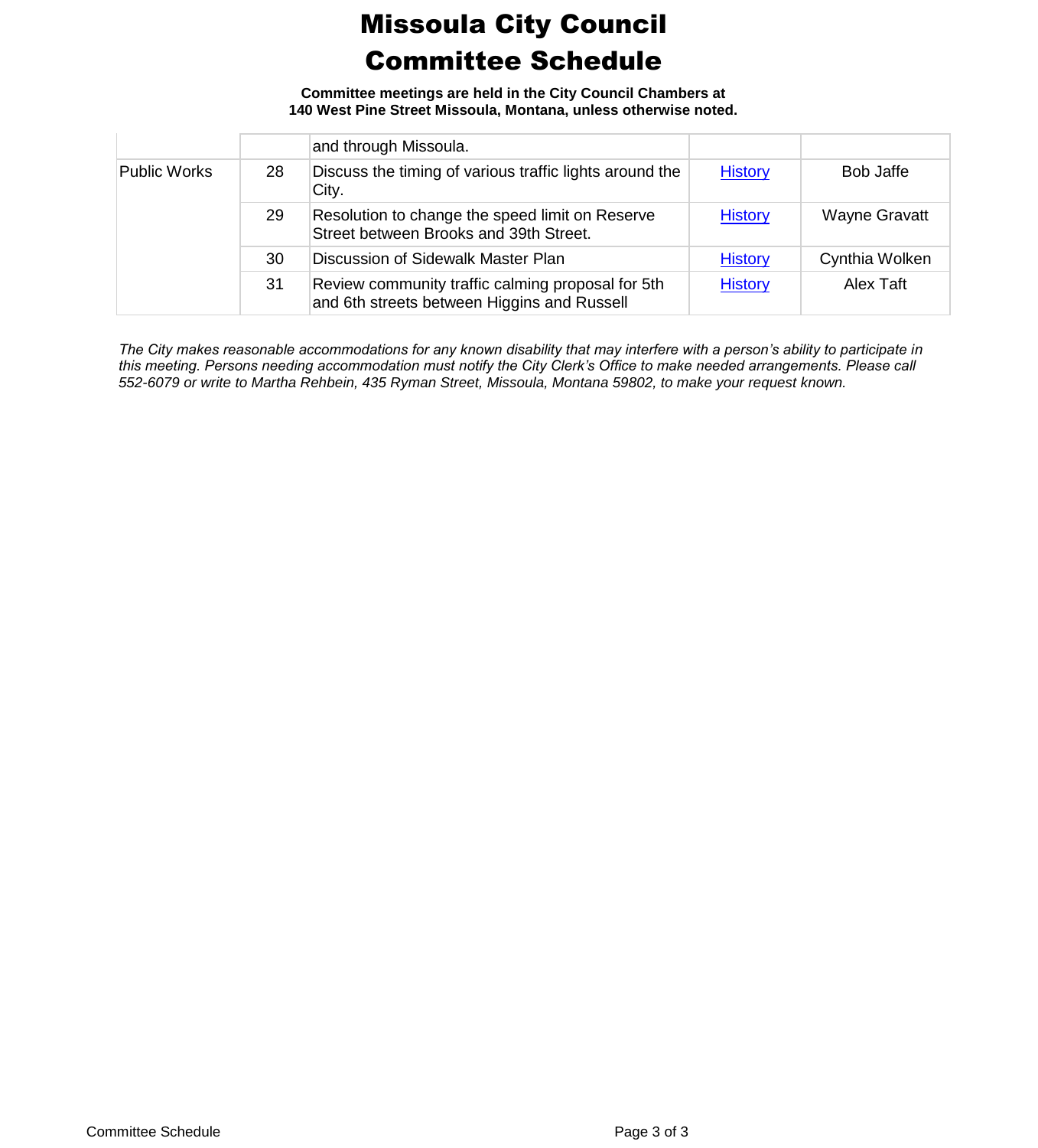# Missoula City Council

# Committee Schedule

**Committee meetings are held in the City Council Chambers at 140 West Pine Street Missoula, Montana, unless otherwise noted.**

| | | | | |
|---|---|---|---|---|
| | | and through Missoula. | | |
| Public Works | 28 | Discuss the timing of various traffic lights around the City. | History | Bob Jaffe |
| | 29 | Resolution to change the speed limit on Reserve Street between Brooks and 39th Street. | History | Wayne Gravatt |
| | 30 | Discussion of Sidewalk Master Plan | History | Cynthia Wolken |
| | 31 | Review community traffic calming proposal for 5th and 6th streets between Higgins and Russell | History | Alex Taft |

*The City makes reasonable accommodations for any known disability that may interfere with a person's ability to participate in this meeting. Persons needing accommodation must notify the City Clerk's Office to make needed arrangements. Please call 552-6079 or write to Martha Rehbein, 435 Ryman Street, Missoula, Montana 59802, to make your request known.*